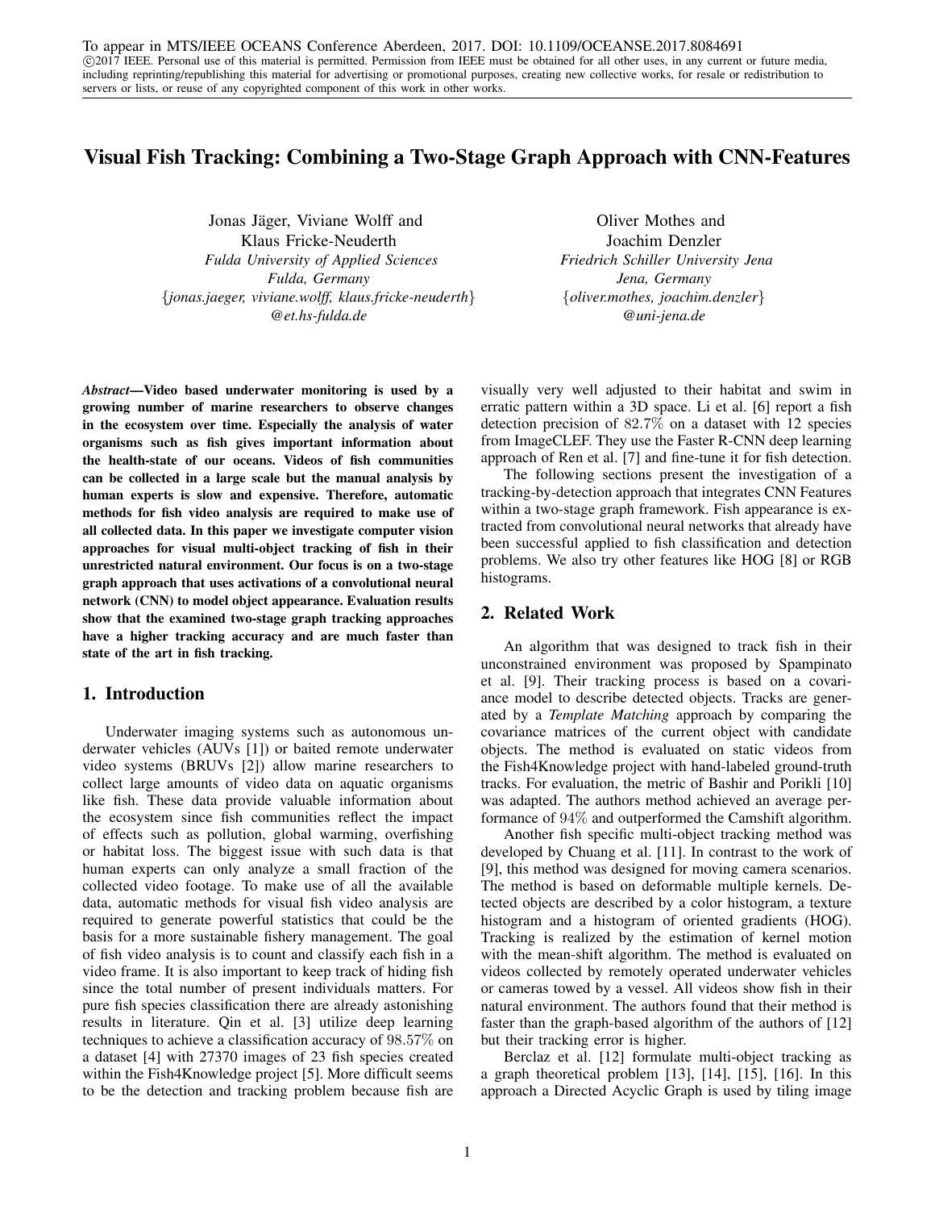To appear in MTS/IEEE OCEANS Conference Aberdeen, 2017. DOI: 10.1109/OCEANSE.2017.8084691
©2017 IEEE. Personal use of this material is permitted. Permission from IEEE must be obtained for all other uses, in any current or future media, including reprinting/republishing this material for advertising or promotional purposes, creating new collective works, for resale or redistribution to servers or lists, or reuse of any copyrighted component of this work in other works.

# Visual Fish Tracking: Combining a Two-Stage Graph Approach with CNN-Features

Jonas Jäger, Viviane Wolff and Klaus Fricke-Neuderth
*Fulda University of Applied Sciences*
*Fulda, Germany*
{*jonas.jaeger, viviane.wolff, klaus.fricke-neuderth*}
*@et.hs-fulda.de*

Oliver Mothes and Joachim Denzler
*Friedrich Schiller University Jena*
*Jena, Germany*
{*oliver.mothes, joachim.denzler*}
*@uni-jena.de*

***Abstract*—Video based underwater monitoring is used by a growing number of marine researchers to observe changes in the ecosystem over time. Especially the analysis of water organisms such as fish gives important information about the health-state of our oceans. Videos of fish communities can be collected in a large scale but the manual analysis by human experts is slow and expensive. Therefore, automatic methods for fish video analysis are required to make use of all collected data. In this paper we investigate computer vision approaches for visual multi-object tracking of fish in their unrestricted natural environment. Our focus is on a two-stage graph approach that uses activations of a convolutional neural network (CNN) to model object appearance. Evaluation results show that the examined two-stage graph tracking approaches have a higher tracking accuracy and are much faster than state of the art in fish tracking.**

## 1. Introduction

Underwater imaging systems such as autonomous underwater vehicles (AUVs [1]) or baited remote underwater video systems (BRUVs [2]) allow marine researchers to collect large amounts of video data on aquatic organisms like fish. These data provide valuable information about the ecosystem since fish communities reflect the impact of effects such as pollution, global warming, overfishing or habitat loss. The biggest issue with such data is that human experts can only analyze a small fraction of the collected video footage. To make use of all the available data, automatic methods for visual fish video analysis are required to generate powerful statistics that could be the basis for a more sustainable fishery management. The goal of fish video analysis is to count and classify each fish in a video frame. It is also important to keep track of hiding fish since the total number of present individuals matters. For pure fish species classification there are already astonishing results in literature. Qin et al. [3] utilize deep learning techniques to achieve a classification accuracy of $98.57\%$ on a dataset [4] with 27370 images of 23 fish species created within the Fish4Knowledge project [5]. More difficult seems to be the detection and tracking problem because fish are visually very well adjusted to their habitat and swim in erratic pattern within a 3D space. Li et al. [6] report a fish detection precision of $82.7\%$ on a dataset with 12 species from ImageCLEF. They use the Faster R-CNN deep learning approach of Ren et al. [7] and fine-tune it for fish detection.

The following sections present the investigation of a tracking-by-detection approach that integrates CNN Features within a two-stage graph framework. Fish appearance is extracted from convolutional neural networks that already have been successful applied to fish classification and detection problems. We also try other features like HOG [8] or RGB histograms.

## 2. Related Work

An algorithm that was designed to track fish in their unconstrained environment was proposed by Spampinato et al. [9]. Their tracking process is based on a covariance model to describe detected objects. Tracks are generated by a *Template Matching* approach by comparing the covariance matrices of the current object with candidate objects. The method is evaluated on static videos from the Fish4Knowledge project with hand-labeled ground-truth tracks. For evaluation, the metric of Bashir and Porikli [10] was adapted. The authors method achieved an average performance of $94\%$ and outperformed the Camshift algorithm.

Another fish specific multi-object tracking method was developed by Chuang et al. [11]. In contrast to the work of [9], this method was designed for moving camera scenarios. The method is based on deformable multiple kernels. Detected objects are described by a color histogram, a texture histogram and a histogram of oriented gradients (HOG). Tracking is realized by the estimation of kernel motion with the mean-shift algorithm. The method is evaluated on videos collected by remotely operated underwater vehicles or cameras towed by a vessel. All videos show fish in their natural environment. The authors found that their method is faster than the graph-based algorithm of the authors of [12] but their tracking error is higher.

Berclaz et al. [12] formulate multi-object tracking as a graph theoretical problem [13], [14], [15], [16]. In this approach a Directed Acyclic Graph is used by tiling image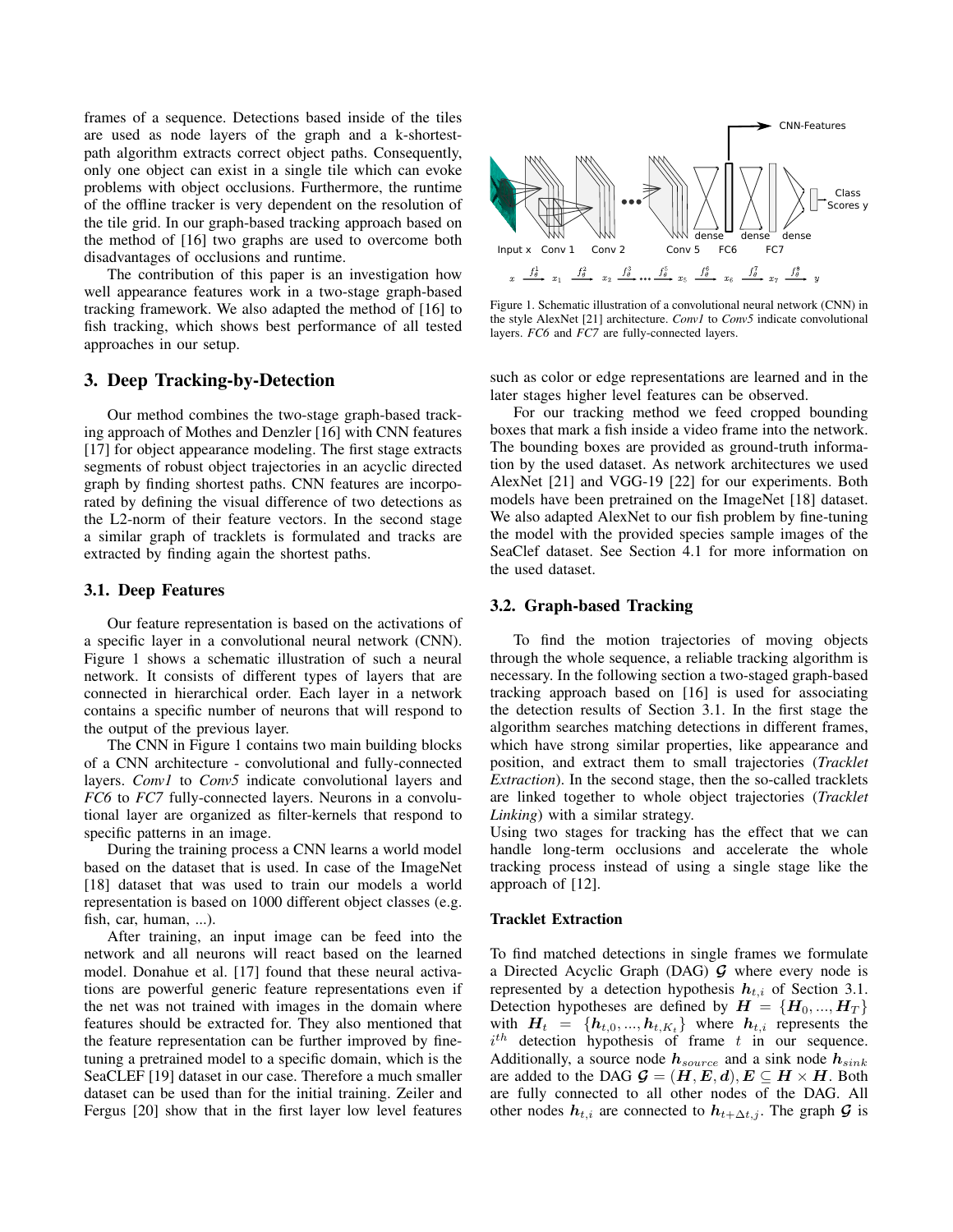frames of a sequence. Detections based inside of the tiles are used as node layers of the graph and a k-shortest-path algorithm extracts correct object paths. Consequently, only one object can exist in a single tile which can evoke problems with object occlusions. Furthermore, the runtime of the offline tracker is very dependent on the resolution of the tile grid. In our graph-based tracking approach based on the method of [16] two graphs are used to overcome both disadvantages of occlusions and runtime.

The contribution of this paper is an investigation how well appearance features work in a two-stage graph-based tracking framework. We also adapted the method of [16] to fish tracking, which shows best performance of all tested approaches in our setup.

## 3. Deep Tracking-by-Detection

Our method combines the two-stage graph-based tracking approach of Mothes and Denzler [16] with CNN features [17] for object appearance modeling. The first stage extracts segments of robust object trajectories in an acyclic directed graph by finding shortest paths. CNN features are incorporated by defining the visual difference of two detections as the L2-norm of their feature vectors. In the second stage a similar graph of tracklets is formulated and tracks are extracted by finding again the shortest paths.

### 3.1. Deep Features

Our feature representation is based on the activations of a specific layer in a convolutional neural network (CNN). Figure 1 shows a schematic illustration of such a neural network. It consists of different types of layers that are connected in hierarchical order. Each layer in a network contains a specific number of neurons that will respond to the output of the previous layer.

The CNN in Figure 1 contains two main building blocks of a CNN architecture - convolutional and fully-connected layers. *Conv1* to *Conv5* indicate convolutional layers and *FC6* to *FC7* fully-connected layers. Neurons in a convolutional layer are organized as filter-kernels that respond to specific patterns in an image.

During the training process a CNN learns a world model based on the dataset that is used. In case of the ImageNet [18] dataset that was used to train our models a world representation is based on 1000 different object classes (e.g. fish, car, human, ...).

After training, an input image can be feed into the network and all neurons will react based on the learned model. Donahue et al. [17] found that these neural activations are powerful generic feature representations even if the net was not trained with images in the domain where features should be extracted for. They also mentioned that the feature representation can be further improved by fine-tuning a pretrained model to a specific domain, which is the SeaCLEF [19] dataset in our case. Therefore a much smaller dataset can be used than for the initial training. Zeiler and Fergus [20] show that in the first layer low level features such as color or edge representations are learned and in the later stages higher level features can be observed.

Figure 1. Schematic illustration of a convolutional neural network (CNN) in the style AlexNet [21] architecture. *Conv1* to *Conv5* indicate convolutional layers. *FC6* and *FC7* are fully-connected layers.

For our tracking method we feed cropped bounding boxes that mark a fish inside a video frame into the network. The bounding boxes are provided as ground-truth information by the used dataset. As network architectures we used AlexNet [21] and VGG-19 [22] for our experiments. Both models have been pretrained on the ImageNet [18] dataset. We also adapted AlexNet to our fish problem by fine-tuning the model with the provided species sample images of the SeaClef dataset. See Section 4.1 for more information on the used dataset.

### 3.2. Graph-based Tracking

To find the motion trajectories of moving objects through the whole sequence, a reliable tracking algorithm is necessary. In the following section a two-staged graph-based tracking approach based on [16] is used for associating the detection results of Section 3.1. In the first stage the algorithm searches matching detections in different frames, which have strong similar properties, like appearance and position, and extract them to small trajectories (*Tracklet Extraction*). In the second stage, then the so-called tracklets are linked together to whole object trajectories (*Tracklet Linking*) with a similar strategy.

Using two stages for tracking has the effect that we can handle long-term occlusions and accelerate the whole tracking process instead of using a single stage like the approach of [12].

#### Tracklet Extraction

To find matched detections in single frames we formulate a Directed Acyclic Graph (DAG) $\boldsymbol{\mathcal{G}}$ where every node is represented by a detection hypothesis $\boldsymbol{h}_{t,i}$ of Section 3.1. Detection hypotheses are defined by $\boldsymbol{H} = \{\boldsymbol{H}_0, ..., \boldsymbol{H}_T\}$ with $\boldsymbol{H}_t = \{\boldsymbol{h}_{t,0}, ..., \boldsymbol{h}_{t,K_t}\}$ where $\boldsymbol{h}_{t,i}$ represents the $i^{th}$ detection hypothesis of frame $t$ in our sequence. Additionally, a source node $\boldsymbol{h}_{source}$ and a sink node $\boldsymbol{h}_{sink}$ are added to the DAG $\boldsymbol{\mathcal{G}} = (\boldsymbol{H}, \boldsymbol{E}, \boldsymbol{d}), \boldsymbol{E} \subseteq \boldsymbol{H} \times \boldsymbol{H}$. Both are fully connected to all other nodes of the DAG. All other nodes $\boldsymbol{h}_{t,i}$ are connected to $\boldsymbol{h}_{t+\Delta t,j}$. The graph $\boldsymbol{\mathcal{G}}$ is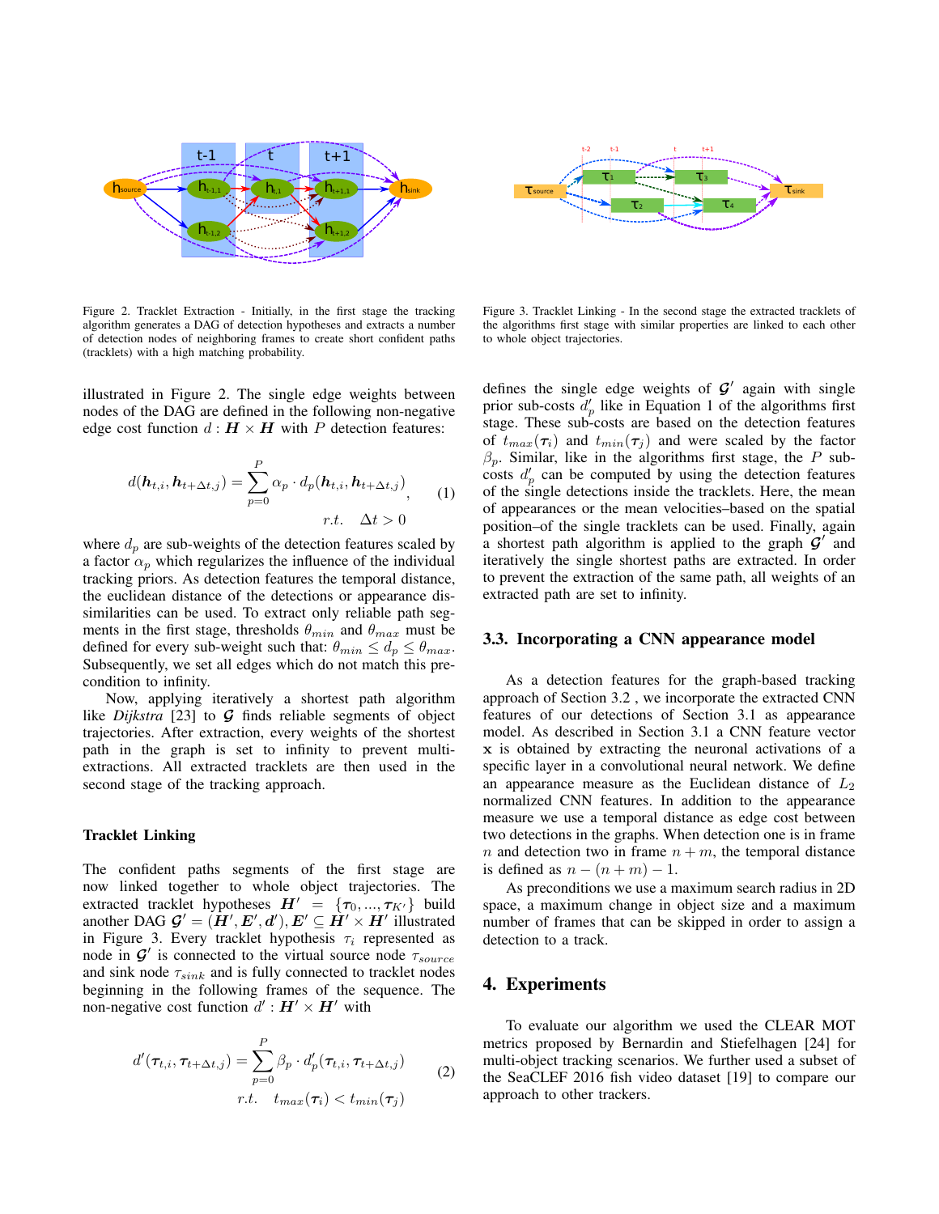Figure 2. Tracklet Extraction - Initially, in the first stage the tracking algorithm generates a DAG of detection hypotheses and extracts a number of detection nodes of neighboring frames to create short confident paths (tracklets) with a high matching probability.

Figure 3. Tracklet Linking - In the second stage the extracted tracklets of the algorithms first stage with similar properties are linked to each other to whole object trajectories.

illustrated in Figure 2. The single edge weights between nodes of the DAG are defined in the following non-negative edge cost function $d : \boldsymbol{H} \times \boldsymbol{H}$ with $P$ detection features:

$$d(\boldsymbol{h}_{t,i}, \boldsymbol{h}_{t+\Delta t,j}) = \sum_{p=0}^{P} \alpha_p \cdot d_p(\boldsymbol{h}_{t,i}, \boldsymbol{h}_{t+\Delta t,j}), \qquad r.t. \quad \Delta t > 0 \tag{1}$$

where $d_p$ are sub-weights of the detection features scaled by a factor $\alpha_p$ which regularizes the influence of the individual tracking priors. As detection features the temporal distance, the euclidean distance of the detections or appearance dissimilarities can be used. To extract only reliable path segments in the first stage, thresholds $\theta_{min}$ and $\theta_{max}$ must be defined for every sub-weight such that: $\theta_{min} \leq d_p \leq \theta_{max}$. Subsequently, we set all edges which do not match this precondition to infinity.

Now, applying iteratively a shortest path algorithm like *Dijkstra* [23] to $\mathcal{G}$ finds reliable segments of object trajectories. After extraction, every weights of the shortest path in the graph is set to infinity to prevent multi-extractions. All extracted tracklets are then used in the second stage of the tracking approach.

**Tracklet Linking**

The confident paths segments of the first stage are now linked together to whole object trajectories. The extracted tracklet hypotheses $\boldsymbol{H}' = \{\boldsymbol{\tau}_0, ..., \boldsymbol{\tau}_{K'}\}$ build another DAG $\mathcal{G}' = (\boldsymbol{H}', \boldsymbol{E}', \boldsymbol{d}'), \boldsymbol{E}' \subseteq \boldsymbol{H}' \times \boldsymbol{H}'$ illustrated in Figure 3. Every tracklet hypothesis $\tau_i$ represented as node in $\mathcal{G}'$ is connected to the virtual source node $\tau_{source}$ and sink node $\tau_{sink}$ and is fully connected to tracklet nodes beginning in the following frames of the sequence. The non-negative cost function $d' : \boldsymbol{H}' \times \boldsymbol{H}'$ with

$$d'(\boldsymbol{\tau}_{t,i}, \boldsymbol{\tau}_{t+\Delta t,j}) = \sum_{p=0}^{P} \beta_p \cdot d'_p(\boldsymbol{\tau}_{t,i}, \boldsymbol{\tau}_{t+\Delta t,j}) \qquad r.t. \quad t_{max}(\boldsymbol{\tau}_i) < t_{min}(\boldsymbol{\tau}_j) \tag{2}$$

defines the single edge weights of $\mathcal{G}'$ again with single prior sub-costs $d'_p$ like in Equation 1 of the algorithms first stage. These sub-costs are based on the detection features of $t_{max}(\boldsymbol{\tau}_i)$ and $t_{min}(\boldsymbol{\tau}_j)$ and were scaled by the factor $\beta_p$. Similar, like in the algorithms first stage, the $P$ sub-costs $d'_p$ can be computed by using the detection features of the single detections inside the tracklets. Here, the mean of appearances or the mean velocities–based on the spatial position–of the single tracklets can be used. Finally, again a shortest path algorithm is applied to the graph $\mathcal{G}'$ and iteratively the single shortest paths are extracted. In order to prevent the extraction of the same path, all weights of an extracted path are set to infinity.

### 3.3. Incorporating a CNN appearance model

As a detection features for the graph-based tracking approach of Section 3.2 , we incorporate the extracted CNN features of our detections of Section 3.1 as appearance model. As described in Section 3.1 a CNN feature vector $\mathbf{x}$ is obtained by extracting the neuronal activations of a specific layer in a convolutional neural network. We define an appearance measure as the Euclidean distance of $L_2$ normalized CNN features. In addition to the appearance measure we use a temporal distance as edge cost between two detections in the graphs. When detection one is in frame $n$ and detection two in frame $n + m$, the temporal distance is defined as $n - (n + m) - 1$.

As preconditions we use a maximum search radius in 2D space, a maximum change in object size and a maximum number of frames that can be skipped in order to assign a detection to a track.

## 4. Experiments

To evaluate our algorithm we used the CLEAR MOT metrics proposed by Bernardin and Stiefelhagen [24] for multi-object tracking scenarios. We further used a subset of the SeaCLEF 2016 fish video dataset [19] to compare our approach to other trackers.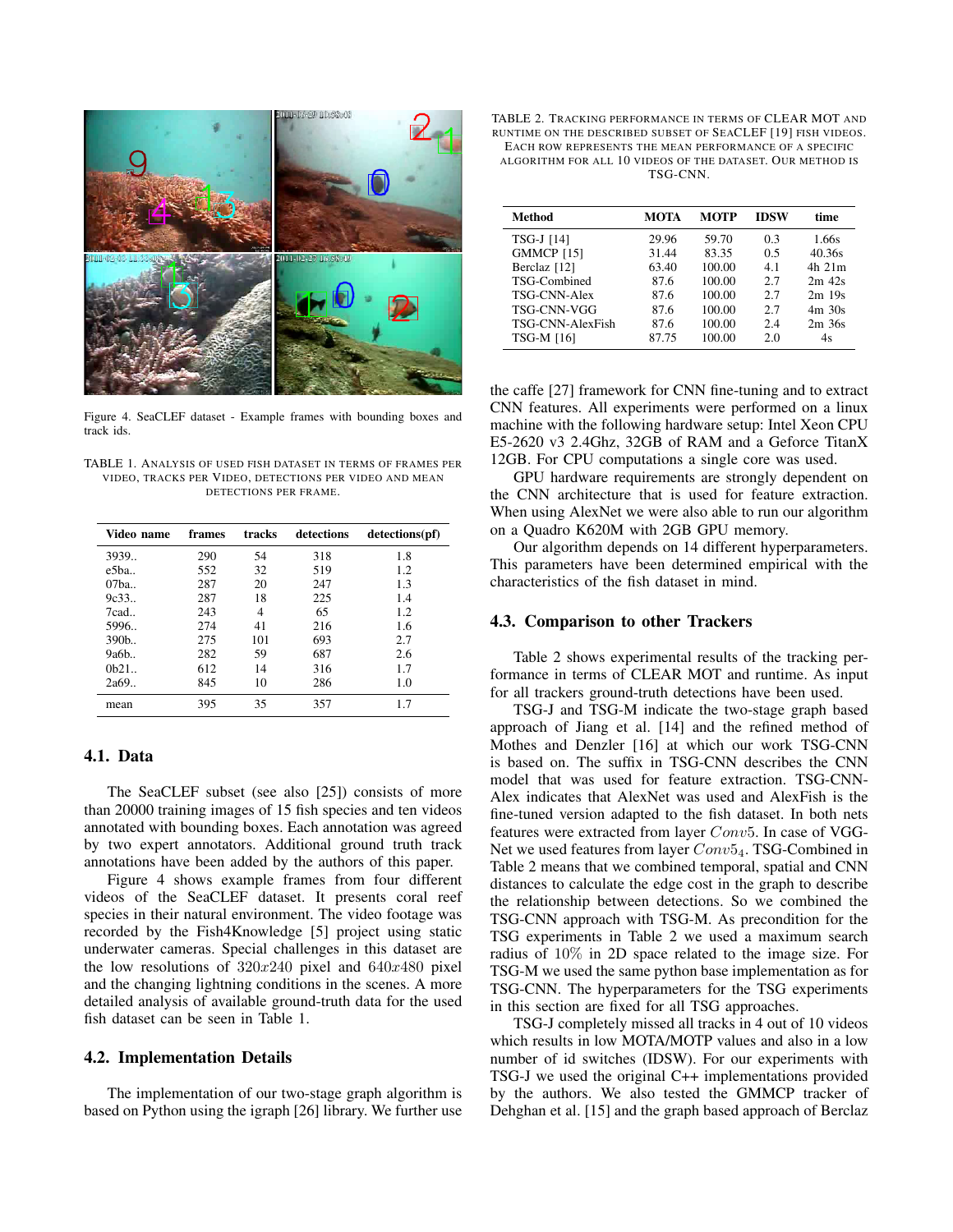Figure 4. SeaCLEF dataset - Example frames with bounding boxes and track ids.

TABLE 1. ANALYSIS OF USED FISH DATASET IN TERMS OF FRAMES PER VIDEO, TRACKS PER VIDEO, DETECTIONS PER VIDEO AND MEAN DETECTIONS PER FRAME.

| Video name | frames | tracks | detections | detections(pf) |
|---|---|---|---|---|
| 3939.. | 290 | 54 | 318 | 1.8 |
| e5ba.. | 552 | 32 | 519 | 1.2 |
| 07ba.. | 287 | 20 | 247 | 1.3 |
| 9c33.. | 287 | 18 | 225 | 1.4 |
| 7cad.. | 243 | 4 | 65 | 1.2 |
| 5996.. | 274 | 41 | 216 | 1.6 |
| 390b.. | 275 | 101 | 693 | 2.7 |
| 9a6b.. | 282 | 59 | 687 | 2.6 |
| 0b21.. | 612 | 14 | 316 | 1.7 |
| 2a69.. | 845 | 10 | 286 | 1.0 |
| mean | 395 | 35 | 357 | 1.7 |

### 4.1. Data

The SeaCLEF subset (see also [25]) consists of more than 20000 training images of 15 fish species and ten videos annotated with bounding boxes. Each annotation was agreed by two expert annotators. Additional ground truth track annotations have been added by the authors of this paper.

Figure 4 shows example frames from four different videos of the SeaCLEF dataset. It presents coral reef species in their natural environment. The video footage was recorded by the Fish4Knowledge [5] project using static underwater cameras. Special challenges in this dataset are the low resolutions of $320x240$ pixel and $640x480$ pixel and the changing lightning conditions in the scenes. A more detailed analysis of available ground-truth data for the used fish dataset can be seen in Table 1.

### 4.2. Implementation Details

The implementation of our two-stage graph algorithm is based on Python using the igraph [26] library. We further use the caffe [27] framework for CNN fine-tuning and to extract CNN features. All experiments were performed on a linux machine with the following hardware setup: Intel Xeon CPU E5-2620 v3 2.4Ghz, 32GB of RAM and a Geforce TitanX 12GB. For CPU computations a single core was used.

GPU hardware requirements are strongly dependent on the CNN architecture that is used for feature extraction. When using AlexNet we were also able to run our algorithm on a Quadro K620M with 2GB GPU memory.

Our algorithm depends on 14 different hyperparameters. This parameters have been determined empirical with the characteristics of the fish dataset in mind.

TABLE 2. TRACKING PERFORMANCE IN TERMS OF CLEAR MOT AND RUNTIME ON THE DESCRIBED SUBSET OF SEACLEF [19] FISH VIDEOS. EACH ROW REPRESENTS THE MEAN PERFORMANCE OF A SPECIFIC ALGORITHM FOR ALL 10 VIDEOS OF THE DATASET. OUR METHOD IS TSG-CNN.

| Method | MOTA | MOTP | IDSW | time |
|---|---|---|---|---|
| TSG-J [14] | 29.96 | 59.70 | 0.3 | 1.66s |
| GMMCP [15] | 31.44 | 83.35 | 0.5 | 40.36s |
| Berclaz [12] | 63.40 | 100.00 | 4.1 | 4h 21m |
| TSG-Combined | 87.6 | 100.00 | 2.7 | 2m 42s |
| TSG-CNN-Alex | 87.6 | 100.00 | 2.7 | 2m 19s |
| TSG-CNN-VGG | 87.6 | 100.00 | 2.7 | 4m 30s |
| TSG-CNN-AlexFish | 87.6 | 100.00 | 2.4 | 2m 36s |
| TSG-M [16] | 87.75 | 100.00 | 2.0 | 4s |

### 4.3. Comparison to other Trackers

Table 2 shows experimental results of the tracking performance in terms of CLEAR MOT and runtime. As input for all trackers ground-truth detections have been used.

TSG-J and TSG-M indicate the two-stage graph based approach of Jiang et al. [14] and the refined method of Mothes and Denzler [16] at which our work TSG-CNN is based on. The suffix in TSG-CNN describes the CNN model that was used for feature extraction. TSG-CNN-Alex indicates that AlexNet was used and AlexFish is the fine-tuned version adapted to the fish dataset. In both nets features were extracted from layer $Conv5$. In case of VGG-Net we used features from layer $Conv5_4$. TSG-Combined in Table 2 means that we combined temporal, spatial and CNN distances to calculate the edge cost in the graph to describe the relationship between detections. So we combined the TSG-CNN approach with TSG-M. As precondition for the TSG experiments in Table 2 we used a maximum search radius of $10\%$ in 2D space related to the image size. For TSG-M we used the same python base implementation as for TSG-CNN. The hyperparameters for the TSG experiments in this section are fixed for all TSG approaches.

TSG-J completely missed all tracks in 4 out of 10 videos which results in low MOTA/MOTP values and also in a low number of id switches (IDSW). For our experiments with TSG-J we used the original C++ implementations provided by the authors. We also tested the GMMCP tracker of Dehghan et al. [15] and the graph based approach of Berclaz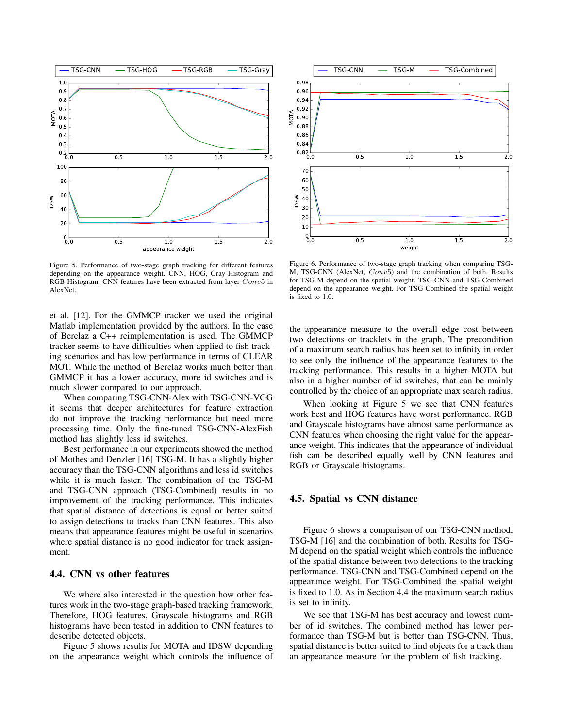Figure 5. Performance of two-stage graph tracking for different features depending on the appearance weight. CNN, HOG, Gray-Histogram and RGB-Histogram. CNN features have been extracted from layer $Conv5$ in AlexNet.

Figure 6. Performance of two-stage graph tracking when comparing TSG-M, TSG-CNN (AlexNet, $Conv5$) and the combination of both. Results for TSG-M depend on the spatial weight. TSG-CNN and TSG-Combined depend on the appearance weight. For TSG-Combined the spatial weight is fixed to 1.0.

et al. [12]. For the GMMCP tracker we used the original Matlab implementation provided by the authors. In the case of Berclaz a C++ reimplementation is used. The GMMCP tracker seems to have difficulties when applied to fish tracking scenarios and has low performance in terms of CLEAR MOT. While the method of Berclaz works much better than GMMCP it has a lower accuracy, more id switches and is much slower compared to our approach.

When comparing TSG-CNN-Alex with TSG-CNN-VGG it seems that deeper architectures for feature extraction do not improve the tracking performance but need more processing time. Only the fine-tuned TSG-CNN-AlexFish method has slightly less id switches.

Best performance in our experiments showed the method of Mothes and Denzler [16] TSG-M. It has a slightly higher accuracy than the TSG-CNN algorithms and less id switches while it is much faster. The combination of the TSG-M and TSG-CNN approach (TSG-Combined) results in no improvement of the tracking performance. This indicates that spatial distance of detections is equal or better suited to assign detections to tracks than CNN features. This also means that appearance features might be useful in scenarios where spatial distance is no good indicator for track assignment.

### 4.4. CNN vs other features

We where also interested in the question how other features work in the two-stage graph-based tracking framework. Therefore, HOG features, Grayscale histograms and RGB histograms have been tested in addition to CNN features to describe detected objects.

Figure 5 shows results for MOTA and IDSW depending on the appearance weight which controls the influence of the appearance measure to the overall edge cost between two detections or tracklets in the graph. The precondition of a maximum search radius has been set to infinity in order to see only the influence of the appearance features to the tracking performance. This results in a higher MOTA but also in a higher number of id switches, that can be mainly controlled by the choice of an appropriate max search radius.

When looking at Figure 5 we see that CNN features work best and HOG features have worst performance. RGB and Grayscale histograms have almost same performance as CNN features when choosing the right value for the appearance weight. This indicates that the appearance of individual fish can be described equally well by CNN features and RGB or Grayscale histograms.

### 4.5. Spatial vs CNN distance

Figure 6 shows a comparison of our TSG-CNN method, TSG-M [16] and the combination of both. Results for TSG-M depend on the spatial weight which controls the influence of the spatial distance between two detections to the tracking performance. TSG-CNN and TSG-Combined depend on the appearance weight. For TSG-Combined the spatial weight is fixed to 1.0. As in Section 4.4 the maximum search radius is set to infinity.

We see that TSG-M has best accuracy and lowest number of id switches. The combined method has lower performance than TSG-M but is better than TSG-CNN. Thus, spatial distance is better suited to find objects for a track than an appearance measure for the problem of fish tracking.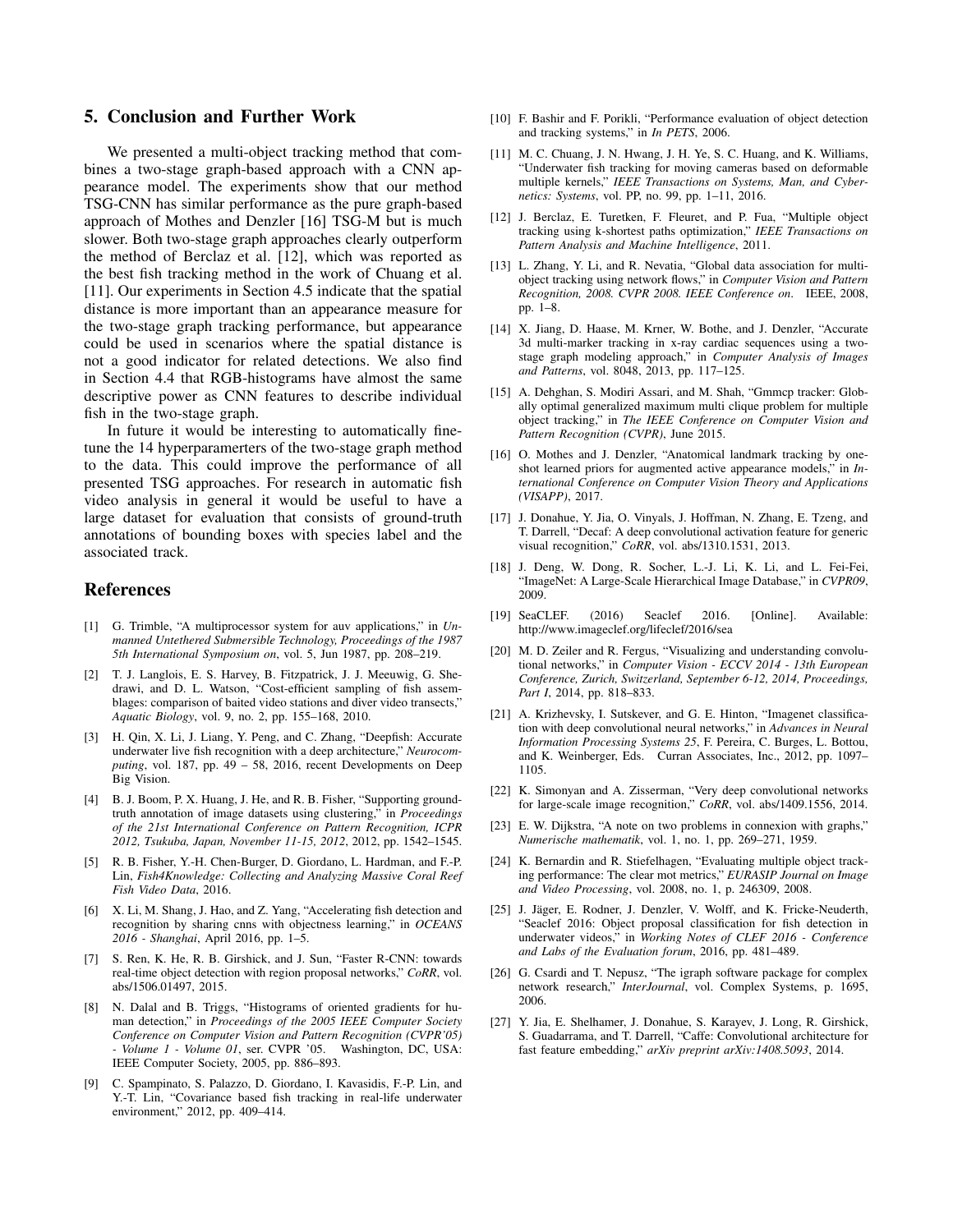## 5. Conclusion and Further Work

We presented a multi-object tracking method that combines a two-stage graph-based approach with a CNN appearance model. The experiments show that our method TSG-CNN has similar performance as the pure graph-based approach of Mothes and Denzler [16] TSG-M but is much slower. Both two-stage graph approaches clearly outperform the method of Berclaz et al. [12], which was reported as the best fish tracking method in the work of Chuang et al. [11]. Our experiments in Section 4.5 indicate that the spatial distance is more important than an appearance measure for the two-stage graph tracking performance, but appearance could be used in scenarios where the spatial distance is not a good indicator for related detections. We also find in Section 4.4 that RGB-histograms have almost the same descriptive power as CNN features to describe individual fish in the two-stage graph.

In future it would be interesting to automatically finetune the 14 hyperparamerters of the two-stage graph method to the data. This could improve the performance of all presented TSG approaches. For research in automatic fish video analysis in general it would be useful to have a large dataset for evaluation that consists of ground-truth annotations of bounding boxes with species label and the associated track.

## References

[1] G. Trimble, "A multiprocessor system for auv applications," in *Unmanned Untethered Submersible Technology, Proceedings of the 1987 5th International Symposium on*, vol. 5, Jun 1987, pp. 208–219.

[2] T. J. Langlois, E. S. Harvey, B. Fitzpatrick, J. J. Meeuwig, G. Shedrawi, and D. L. Watson, "Cost-efficient sampling of fish assemblages: comparison of baited video stations and diver video transects," *Aquatic Biology*, vol. 9, no. 2, pp. 155–168, 2010.

[3] H. Qin, X. Li, J. Liang, Y. Peng, and C. Zhang, "Deepfish: Accurate underwater live fish recognition with a deep architecture," *Neurocomputing*, vol. 187, pp. 49 – 58, 2016, recent Developments on Deep Big Vision.

[4] B. J. Boom, P. X. Huang, J. He, and R. B. Fisher, "Supporting groundtruth annotation of image datasets using clustering," in *Proceedings of the 21st International Conference on Pattern Recognition, ICPR 2012, Tsukuba, Japan, November 11-15, 2012*, 2012, pp. 1542–1545.

[5] R. B. Fisher, Y.-H. Chen-Burger, D. Giordano, L. Hardman, and F.-P. Lin, *Fish4Knowledge: Collecting and Analyzing Massive Coral Reef Fish Video Data*, 2016.

[6] X. Li, M. Shang, J. Hao, and Z. Yang, "Accelerating fish detection and recognition by sharing cnns with objectness learning," in *OCEANS 2016 - Shanghai*, April 2016, pp. 1–5.

[7] S. Ren, K. He, R. B. Girshick, and J. Sun, "Faster R-CNN: towards real-time object detection with region proposal networks," *CoRR*, vol. abs/1506.01497, 2015.

[8] N. Dalal and B. Triggs, "Histograms of oriented gradients for human detection," in *Proceedings of the 2005 IEEE Computer Society Conference on Computer Vision and Pattern Recognition (CVPR'05) - Volume 1 - Volume 01*, ser. CVPR '05. Washington, DC, USA: IEEE Computer Society, 2005, pp. 886–893.

[9] C. Spampinato, S. Palazzo, D. Giordano, I. Kavasidis, F.-P. Lin, and Y.-T. Lin, "Covariance based fish tracking in real-life underwater environment," 2012, pp. 409–414.

[10] F. Bashir and F. Porikli, "Performance evaluation of object detection and tracking systems," in *In PETS*, 2006.

[11] M. C. Chuang, J. N. Hwang, J. H. Ye, S. C. Huang, and K. Williams, "Underwater fish tracking for moving cameras based on deformable multiple kernels," *IEEE Transactions on Systems, Man, and Cybernetics: Systems*, vol. PP, no. 99, pp. 1–11, 2016.

[12] J. Berclaz, E. Turetken, F. Fleuret, and P. Fua, "Multiple object tracking using k-shortest paths optimization," *IEEE Transactions on Pattern Analysis and Machine Intelligence*, 2011.

[13] L. Zhang, Y. Li, and R. Nevatia, "Global data association for multi-object tracking using network flows," in *Computer Vision and Pattern Recognition, 2008. CVPR 2008. IEEE Conference on*. IEEE, 2008, pp. 1–8.

[14] X. Jiang, D. Haase, M. Krner, W. Bothe, and J. Denzler, "Accurate 3d multi-marker tracking in x-ray cardiac sequences using a two-stage graph modeling approach," in *Computer Analysis of Images and Patterns*, vol. 8048, 2013, pp. 117–125.

[15] A. Dehghan, S. Modiri Assari, and M. Shah, "Gmmcp tracker: Globally optimal generalized maximum multi clique problem for multiple object tracking," in *The IEEE Conference on Computer Vision and Pattern Recognition (CVPR)*, June 2015.

[16] O. Mothes and J. Denzler, "Anatomical landmark tracking by one-shot learned priors for augmented active appearance models," in *International Conference on Computer Vision Theory and Applications (VISAPP)*, 2017.

[17] J. Donahue, Y. Jia, O. Vinyals, J. Hoffman, N. Zhang, E. Tzeng, and T. Darrell, "Decaf: A deep convolutional activation feature for generic visual recognition," *CoRR*, vol. abs/1310.1531, 2013.

[18] J. Deng, W. Dong, R. Socher, L.-J. Li, K. Li, and L. Fei-Fei, "ImageNet: A Large-Scale Hierarchical Image Database," in *CVPR09*, 2009.

[19] SeaCLEF. (2016) Seaclef 2016. [Online]. Available: http://www.imageclef.org/lifeclef/2016/sea

[20] M. D. Zeiler and R. Fergus, "Visualizing and understanding convolutional networks," in *Computer Vision - ECCV 2014 - 13th European Conference, Zurich, Switzerland, September 6-12, 2014, Proceedings, Part I*, 2014, pp. 818–833.

[21] A. Krizhevsky, I. Sutskever, and G. E. Hinton, "Imagenet classification with deep convolutional neural networks," in *Advances in Neural Information Processing Systems 25*, F. Pereira, C. Burges, L. Bottou, and K. Weinberger, Eds. Curran Associates, Inc., 2012, pp. 1097–1105.

[22] K. Simonyan and A. Zisserman, "Very deep convolutional networks for large-scale image recognition," *CoRR*, vol. abs/1409.1556, 2014.

[23] E. W. Dijkstra, "A note on two problems in connexion with graphs," *Numerische mathematik*, vol. 1, no. 1, pp. 269–271, 1959.

[24] K. Bernardin and R. Stiefelhagen, "Evaluating multiple object tracking performance: The clear mot metrics," *EURASIP Journal on Image and Video Processing*, vol. 2008, no. 1, p. 246309, 2008.

[25] J. Jäger, E. Rodner, J. Denzler, V. Wolff, and K. Fricke-Neuderth, "Seaclef 2016: Object proposal classification for fish detection in underwater videos," in *Working Notes of CLEF 2016 - Conference and Labs of the Evaluation forum*, 2016, pp. 481–489.

[26] G. Csardi and T. Nepusz, "The igraph software package for complex network research," *InterJournal*, vol. Complex Systems, p. 1695, 2006.

[27] Y. Jia, E. Shelhamer, J. Donahue, S. Karayev, J. Long, R. Girshick, S. Guadarrama, and T. Darrell, "Caffe: Convolutional architecture for fast feature embedding," *arXiv preprint arXiv:1408.5093*, 2014.